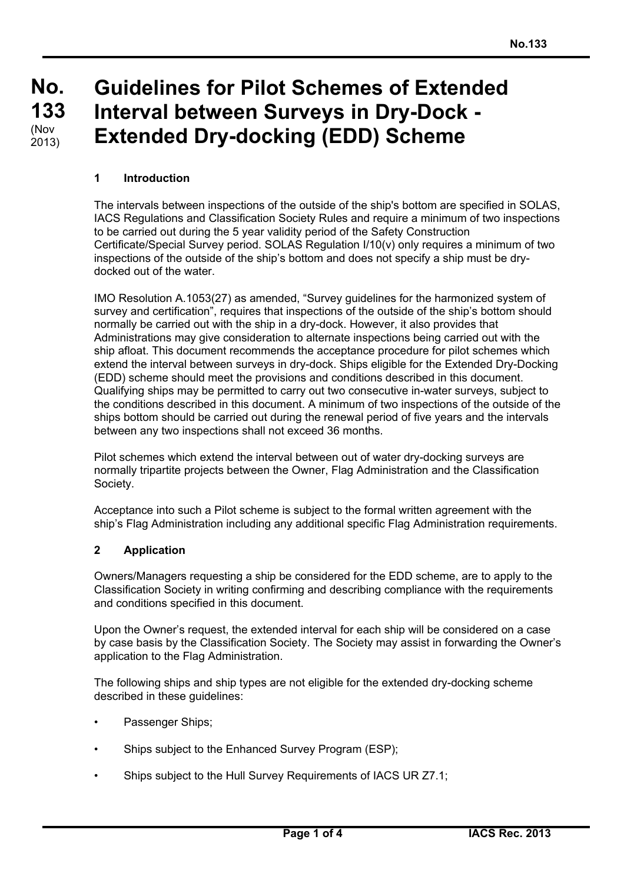# No. 133 (Nov 2013) Guidelines for Pilot Schemes of Extended Interval between Surveys in Dry-Dock - Extended Dry-docking (EDD) Scheme

## 1 Introduction

The intervals between inspections of the outside of the ship's bottom are specified in SOLAS, IACS Regulations and Classification Society Rules and require a minimum of two inspections to be carried out during the 5 year validity period of the Safety Construction Certificate/Special Survey period. SOLAS Regulation I/10(v) only requires a minimum of two inspections of the outside of the ship's bottom and does not specify a ship must be dry-docked out of the water.

IMO Resolution A.1053(27) as amended, "Survey guidelines for the harmonized system of survey and certification", requires that inspections of the outside of the ship's bottom should normally be carried out with the ship in a dry-dock. However, it also provides that Administrations may give consideration to alternate inspections being carried out with the ship afloat. This document recommends the acceptance procedure for pilot schemes which extend the interval between surveys in dry-dock. Ships eligible for the Extended Dry-Docking (EDD) scheme should meet the provisions and conditions described in this document. Qualifying ships may be permitted to carry out two consecutive in-water surveys, subject to the conditions described in this document. A minimum of two inspections of the outside of the ships bottom should be carried out during the renewal period of five years and the intervals between any two inspections shall not exceed 36 months.

Pilot schemes which extend the interval between out of water dry-docking surveys are normally tripartite projects between the Owner, Flag Administration and the Classification Society.

Acceptance into such a Pilot scheme is subject to the formal written agreement with the ship's Flag Administration including any additional specific Flag Administration requirements.

## 2 Application

Owners/Managers requesting a ship be considered for the EDD scheme, are to apply to the Classification Society in writing confirming and describing compliance with the requirements and conditions specified in this document.

Upon the Owner's request, the extended interval for each ship will be considered on a case by case basis by the Classification Society. The Society may assist in forwarding the Owner's application to the Flag Administration.

The following ships and ship types are not eligible for the extended dry-docking scheme described in these guidelines:

- Passenger Ships;
- Ships subject to the Enhanced Survey Program (ESP);
- Ships subject to the Hull Survey Requirements of IACS UR Z7.1;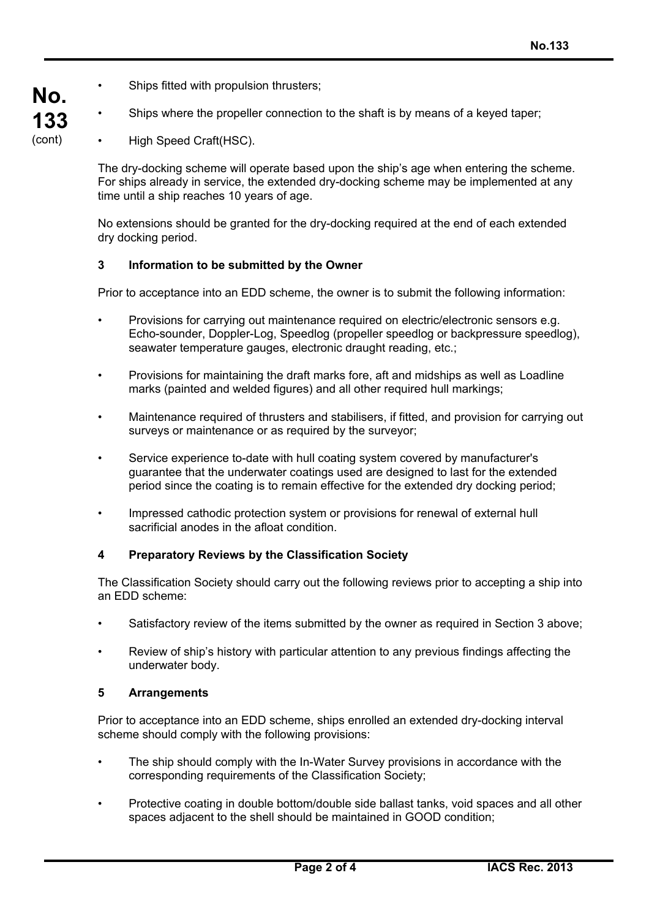- Ships fitted with propulsion thrusters;
- Ships where the propeller connection to the shaft is by means of a keyed taper;
- High Speed Craft(HSC).

The dry-docking scheme will operate based upon the ship's age when entering the scheme. For ships already in service, the extended dry-docking scheme may be implemented at any time until a ship reaches 10 years of age.

No extensions should be granted for the dry-docking required at the end of each extended dry docking period.

### 3 Information to be submitted by the Owner

Prior to acceptance into an EDD scheme, the owner is to submit the following information:

- Provisions for carrying out maintenance required on electric/electronic sensors e.g. Echo-sounder, Doppler-Log, Speedlog (propeller speedlog or backpressure speedlog), seawater temperature gauges, electronic draught reading, etc.;
- Provisions for maintaining the draft marks fore, aft and midships as well as Loadline marks (painted and welded figures) and all other required hull markings;
- Maintenance required of thrusters and stabilisers, if fitted, and provision for carrying out surveys or maintenance or as required by the surveyor;
- Service experience to-date with hull coating system covered by manufacturer's guarantee that the underwater coatings used are designed to last for the extended period since the coating is to remain effective for the extended dry docking period;
- Impressed cathodic protection system or provisions for renewal of external hull sacrificial anodes in the afloat condition.

### 4 Preparatory Reviews by the Classification Society

The Classification Society should carry out the following reviews prior to accepting a ship into an EDD scheme:

- Satisfactory review of the items submitted by the owner as required in Section 3 above;
- Review of ship's history with particular attention to any previous findings affecting the underwater body.

### 5 Arrangements

Prior to acceptance into an EDD scheme, ships enrolled an extended dry-docking interval scheme should comply with the following provisions:

- The ship should comply with the In-Water Survey provisions in accordance with the corresponding requirements of the Classification Society;
- Protective coating in double bottom/double side ballast tanks, void spaces and all other spaces adjacent to the shell should be maintained in GOOD condition;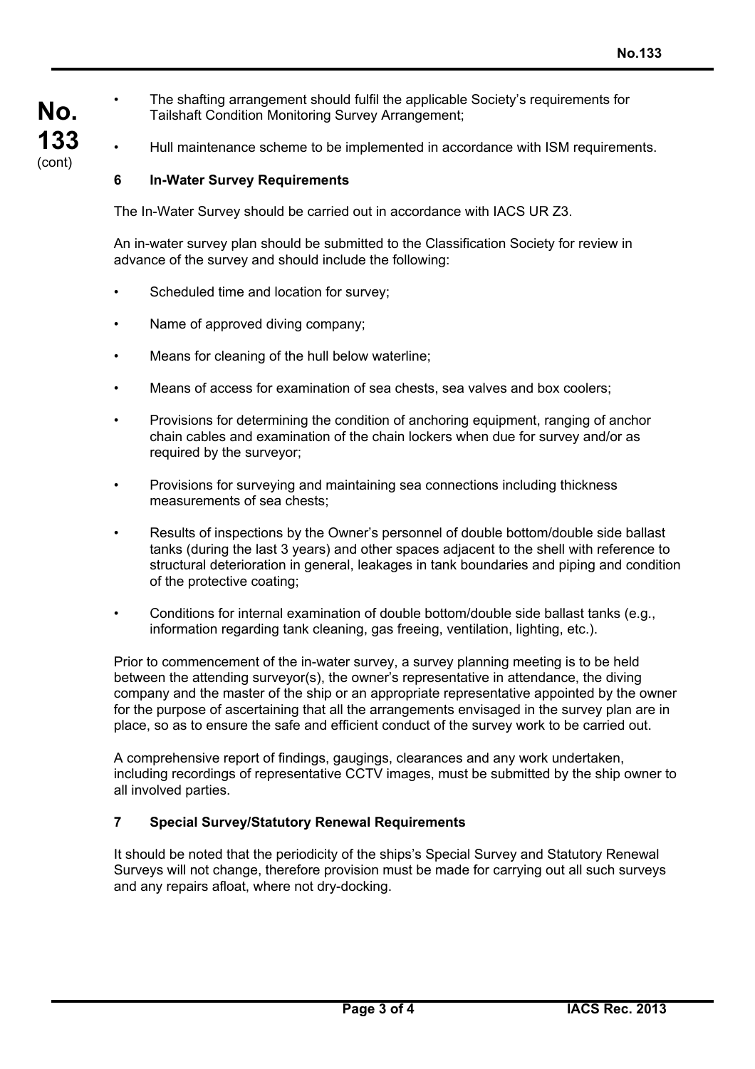- The shafting arrangement should fulfil the applicable Society's requirements for Tailshaft Condition Monitoring Survey Arrangement;
- Hull maintenance scheme to be implemented in accordance with ISM requirements.

## 6 In-Water Survey Requirements

The In-Water Survey should be carried out in accordance with IACS UR Z3.

An in-water survey plan should be submitted to the Classification Society for review in advance of the survey and should include the following:

- Scheduled time and location for survey;
- Name of approved diving company;
- Means for cleaning of the hull below waterline;
- Means of access for examination of sea chests, sea valves and box coolers;
- Provisions for determining the condition of anchoring equipment, ranging of anchor chain cables and examination of the chain lockers when due for survey and/or as required by the surveyor;
- Provisions for surveying and maintaining sea connections including thickness measurements of sea chests;
- Results of inspections by the Owner's personnel of double bottom/double side ballast tanks (during the last 3 years) and other spaces adjacent to the shell with reference to structural deterioration in general, leakages in tank boundaries and piping and condition of the protective coating;
- Conditions for internal examination of double bottom/double side ballast tanks (e.g., information regarding tank cleaning, gas freeing, ventilation, lighting, etc.).

Prior to commencement of the in-water survey, a survey planning meeting is to be held between the attending surveyor(s), the owner's representative in attendance, the diving company and the master of the ship or an appropriate representative appointed by the owner for the purpose of ascertaining that all the arrangements envisaged in the survey plan are in place, so as to ensure the safe and efficient conduct of the survey work to be carried out.

A comprehensive report of findings, gaugings, clearances and any work undertaken, including recordings of representative CCTV images, must be submitted by the ship owner to all involved parties.

## 7 Special Survey/Statutory Renewal Requirements

It should be noted that the periodicity of the ships's Special Survey and Statutory Renewal Surveys will not change, therefore provision must be made for carrying out all such surveys and any repairs afloat, where not dry-docking.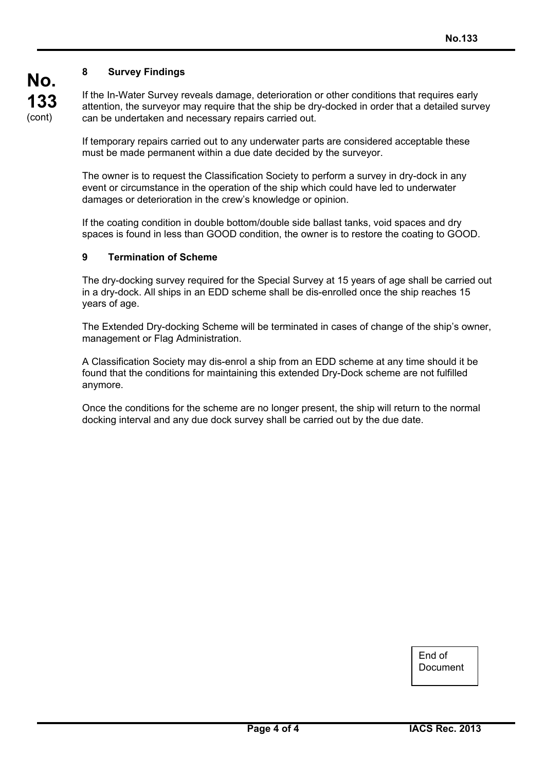## 8 Survey Findings

If the In-Water Survey reveals damage, deterioration or other conditions that requires early attention, the surveyor may require that the ship be dry-docked in order that a detailed survey can be undertaken and necessary repairs carried out.

If temporary repairs carried out to any underwater parts are considered acceptable these must be made permanent within a due date decided by the surveyor.

The owner is to request the Classification Society to perform a survey in dry-dock in any event or circumstance in the operation of the ship which could have led to underwater damages or deterioration in the crew's knowledge or opinion.

If the coating condition in double bottom/double side ballast tanks, void spaces and dry spaces is found in less than GOOD condition, the owner is to restore the coating to GOOD.

## 9 Termination of Scheme

The dry-docking survey required for the Special Survey at 15 years of age shall be carried out in a dry-dock. All ships in an EDD scheme shall be dis-enrolled once the ship reaches 15 years of age.

The Extended Dry-docking Scheme will be terminated in cases of change of the ship's owner, management or Flag Administration.

A Classification Society may dis-enrol a ship from an EDD scheme at any time should it be found that the conditions for maintaining this extended Dry-Dock scheme are not fulfilled anymore.

Once the conditions for the scheme are no longer present, the ship will return to the normal docking interval and any due dock survey shall be carried out by the due date.

End of Document